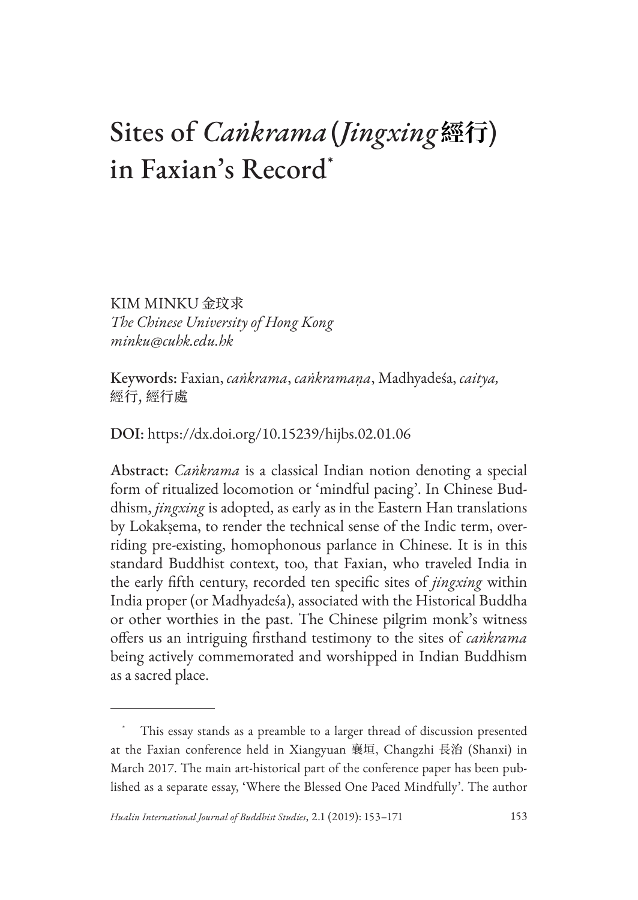# Sites of *Caṅkrama* (*Jingxing* 經行) in Faxian's Record*

KIM MINKU 金玟求
*The Chinese University of Hong Kong*
*minku@cuhk.edu.hk*

**Keywords:** Faxian, *caṅkrama*, *caṅkramaṇa*, Madhyadeśa, *caitya*, 經行, 經行處

**DOI:** https://dx.doi.org/10.15239/hijbs.02.01.06

**Abstract:** *Caṅkrama* is a classical Indian notion denoting a special form of ritualized locomotion or 'mindful pacing'. In Chinese Buddhism, *jingxing* is adopted, as early as in the Eastern Han translations by Lokakṣema, to render the technical sense of the Indic term, overriding pre-existing, homophonous parlance in Chinese. It is in this standard Buddhist context, too, that Faxian, who traveled India in the early fifth century, recorded ten specific sites of *jingxing* within India proper (or Madhyadeśa), associated with the Historical Buddha or other worthies in the past. The Chinese pilgrim monk's witness offers us an intriguing firsthand testimony to the sites of *caṅkrama* being actively commemorated and worshipped in Indian Buddhism as a sacred place.

---

\* This essay stands as a preamble to a larger thread of discussion presented at the Faxian conference held in Xiangyuan 襄垣, Changzhi 長治 (Shanxi) in March 2017. The main art-historical part of the conference paper has been published as a separate essay, 'Where the Blessed One Paced Mindfully'. The author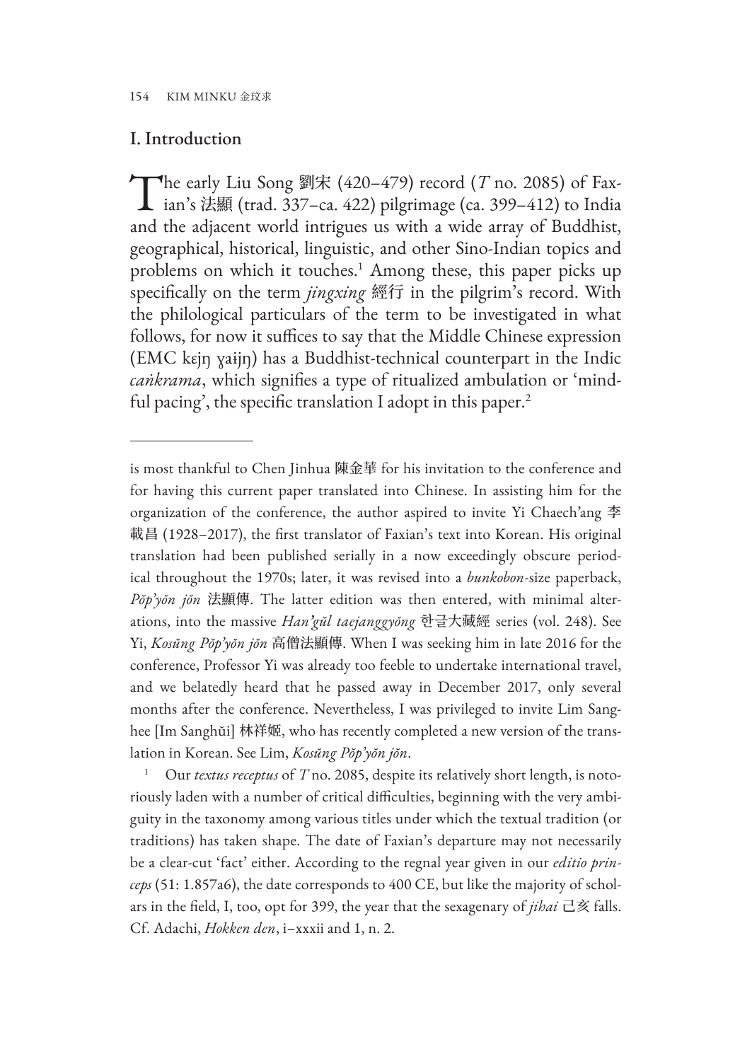## I. Introduction

The early Liu Song 劉宋 (420–479) record (*T* no. 2085) of Faxian's 法顯 (trad. 337–ca. 422) pilgrimage (ca. 399–412) to India and the adjacent world intrigues us with a wide array of Buddhist, geographical, historical, linguistic, and other Sino-Indian topics and problems on which it touches.[1] Among these, this paper picks up specifically on the term *jingxing* 經行 in the pilgrim's record. With the philological particulars of the term to be investigated in what follows, for now it suffices to say that the Middle Chinese expression (EMC kɛjŋ ɣaɨjŋ) has a Buddhist-technical counterpart in the Indic *caṅkrama*, which signifies a type of ritualized ambulation or 'mindful pacing', the specific translation I adopt in this paper.[2]

---

is most thankful to Chen Jinhua 陳金華 for his invitation to the conference and for having this current paper translated into Chinese. In assisting him for the organization of the conference, the author aspired to invite Yi Chaech'ang 李載昌 (1928–2017), the first translator of Faxian's text into Korean. His original translation had been published serially in a now exceedingly obscure periodical throughout the 1970s; later, it was revised into a *bunkobon*-size paperback, *Pŏp'yŏn jŏn* 法顯傳. The latter edition was then entered, with minimal alterations, into the massive *Han'gŭl taejanggyŏng* 한글大藏經 series (vol. 248). See Yi, *Kosŭng Pŏp'yŏn jŏn* 高僧法顯傳. When I was seeking him in late 2016 for the conference, Professor Yi was already too feeble to undertake international travel, and we belatedly heard that he passed away in December 2017, only several months after the conference. Nevertheless, I was privileged to invite Lim Sanghee [Im Sanghŭi] 林祥姬, who has recently completed a new version of the translation in Korean. See Lim, *Kosŭng Pŏp'yŏn jŏn*.

[1] Our *textus receptus* of *T* no. 2085, despite its relatively short length, is notoriously laden with a number of critical difficulties, beginning with the very ambiguity in the taxonomy among various titles under which the textual tradition (or traditions) has taken shape. The date of Faxian's departure may not necessarily be a clear-cut 'fact' either. According to the regnal year given in our *editio princeps* (51: 1.857a6), the date corresponds to 400 CE, but like the majority of scholars in the field, I, too, opt for 399, the year that the sexagenary of *jihai* 己亥 falls. Cf. Adachi, *Hokken den*, i–xxxii and 1, n. 2.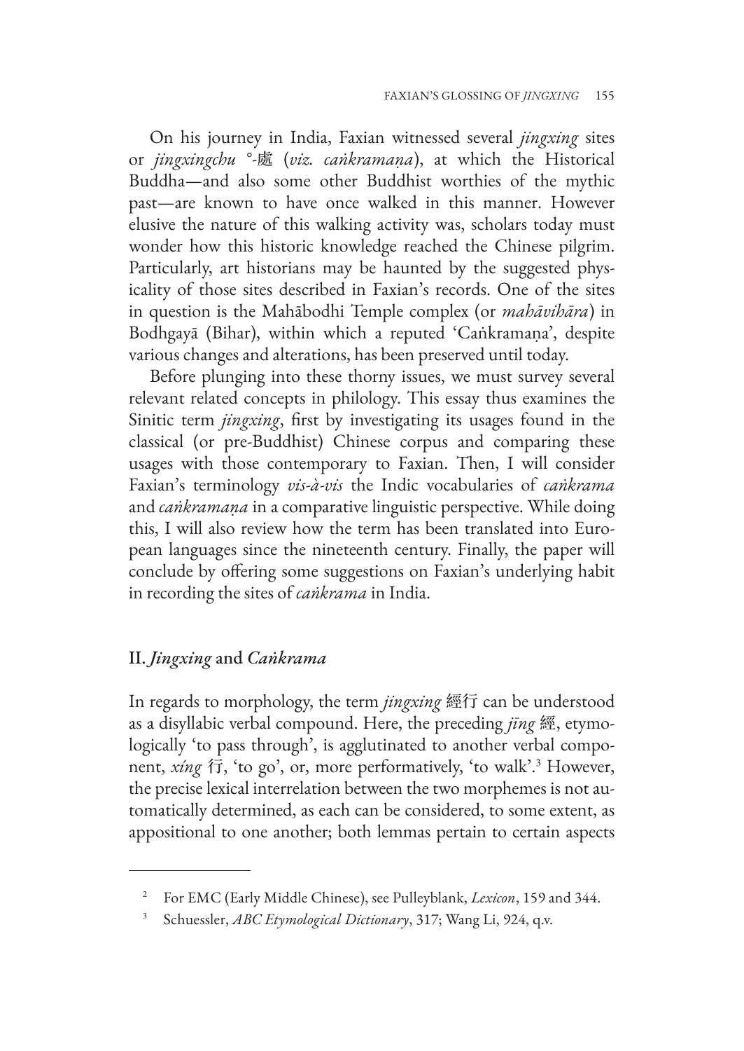On his journey in India, Faxian witnessed several *jingxing* sites or *jingxingchu* °-處 (*viz. caṅkramaṇa*), at which the Historical Buddha—and also some other Buddhist worthies of the mythic past—are known to have once walked in this manner. However elusive the nature of this walking activity was, scholars today must wonder how this historic knowledge reached the Chinese pilgrim. Particularly, art historians may be haunted by the suggested physicality of those sites described in Faxian's records. One of the sites in question is the Mahābodhi Temple complex (or *mahāvihāra*) in Bodhgayā (Bihar), within which a reputed 'Caṅkramaṇa', despite various changes and alterations, has been preserved until today.

Before plunging into these thorny issues, we must survey several relevant related concepts in philology. This essay thus examines the Sinitic term *jingxing*, first by investigating its usages found in the classical (or pre-Buddhist) Chinese corpus and comparing these usages with those contemporary to Faxian. Then, I will consider Faxian's terminology *vis-à-vis* the Indic vocabularies of *caṅkrama* and *caṅkramaṇa* in a comparative linguistic perspective. While doing this, I will also review how the term has been translated into European languages since the nineteenth century. Finally, the paper will conclude by offering some suggestions on Faxian's underlying habit in recording the sites of *caṅkrama* in India.

## II. *Jingxing* and *Caṅkrama*

In regards to morphology, the term *jìngxíng* 經行 can be understood as a disyllabic verbal compound. Here, the preceding *jīng* 經, etymologically 'to pass through', is agglutinated to another verbal component, *xíng* 行, 'to go', or, more performatively, 'to walk'.[3] However, the precise lexical interrelation between the two morphemes is not automatically determined, as each can be considered, to some extent, as appositional to one another; both lemmas pertain to certain aspects

---

[2] For EMC (Early Middle Chinese), see Pulleyblank, *Lexicon*, 159 and 344.

[3] Schuessler, *ABC Etymological Dictionary*, 317; Wang Li, 924, q.v.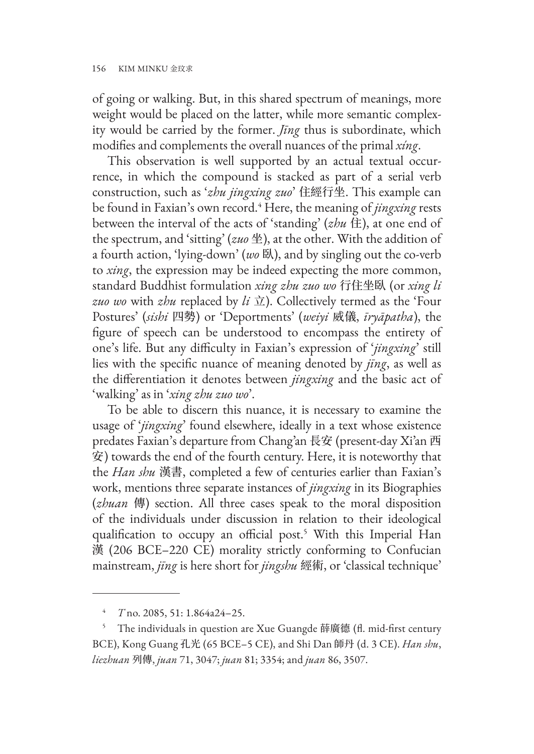of going or walking. But, in this shared spectrum of meanings, more weight would be placed on the latter, while more semantic complexity would be carried by the former. *Jīng* thus is subordinate, which modifies and complements the overall nuances of the primal *xíng*.

This observation is well supported by an actual textual occurrence, in which the compound is stacked as part of a serial verb construction, such as '*zhu jingxing zuo*' 住經行坐. This example can be found in Faxian's own record.[4] Here, the meaning of *jingxing* rests between the interval of the acts of 'standing' (*zhu* 住), at one end of the spectrum, and 'sitting' (*zuo* 坐), at the other. With the addition of a fourth action, 'lying-down' (*wo* 臥), and by singling out the co-verb to *xing*, the expression may be indeed expecting the more common, standard Buddhist formulation *xing zhu zuo wo* 行住坐臥 (or *xing li zuo wo* with *zhu* replaced by *li* 立). Collectively termed as the 'Four Postures' (*sishi* 四勢) or 'Deportments' (*weiyi* 威儀, *īryāpatha*), the figure of speech can be understood to encompass the entirety of one's life. But any difficulty in Faxian's expression of '*jingxing*' still lies with the specific nuance of meaning denoted by *jīng*, as well as the differentiation it denotes between *jingxing* and the basic act of 'walking' as in '*xing zhu zuo wo*'.

To be able to discern this nuance, it is necessary to examine the usage of '*jingxing*' found elsewhere, ideally in a text whose existence predates Faxian's departure from Chang'an 長安 (present-day Xi'an 西安) towards the end of the fourth century. Here, it is noteworthy that the *Han shu* 漢書, completed a few of centuries earlier than Faxian's work, mentions three separate instances of *jingxing* in its Biographies (*zhuan* 傳) section. All three cases speak to the moral disposition of the individuals under discussion in relation to their ideological qualification to occupy an official post.[5] With this Imperial Han 漢 (206 BCE–220 CE) morality strictly conforming to Confucian mainstream, *jīng* is here short for *jingshu* 經術, or 'classical technique'

---

[4] *T* no. 2085, 51: 1.864a24–25.

[5] The individuals in question are Xue Guangde 薛廣德 (fl. mid-first century BCE), Kong Guang 孔光 (65 BCE–5 CE), and Shi Dan 師丹 (d. 3 CE). *Han shu*, *liezhuan* 列傳, *juan* 71, 3047; *juan* 81; 3354; and *juan* 86, 3507.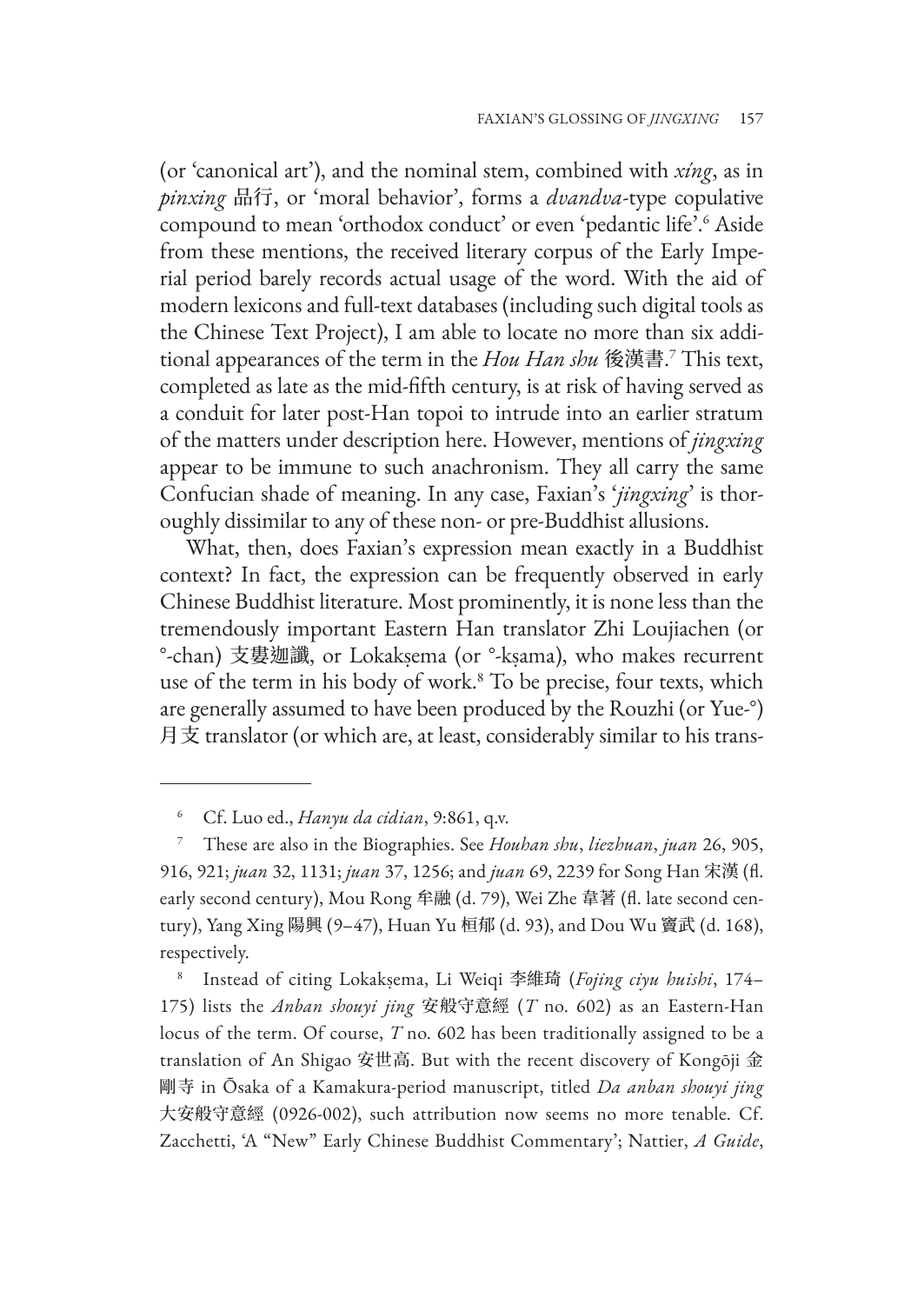(or 'canonical art'), and the nominal stem, combined with *xíng*, as in *pinxing* 品行, or 'moral behavior', forms a *dvandva*-type copulative compound to mean 'orthodox conduct' or even 'pedantic life'.[6] Aside from these mentions, the received literary corpus of the Early Imperial period barely records actual usage of the word. With the aid of modern lexicons and full-text databases (including such digital tools as the Chinese Text Project), I am able to locate no more than six additional appearances of the term in the *Hou Han shu* 後漢書.[7] This text, completed as late as the mid-fifth century, is at risk of having served as a conduit for later post-Han topoi to intrude into an earlier stratum of the matters under description here. However, mentions of *jingxing* appear to be immune to such anachronism. They all carry the same Confucian shade of meaning. In any case, Faxian's '*jingxing*' is thoroughly dissimilar to any of these non- or pre-Buddhist allusions.

What, then, does Faxian's expression mean exactly in a Buddhist context? In fact, the expression can be frequently observed in early Chinese Buddhist literature. Most prominently, it is none less than the tremendously important Eastern Han translator Zhi Loujiachen (or °-chan) 支婁迦讖, or Lokakṣema (or °-kṣama), who makes recurrent use of the term in his body of work.[8] To be precise, four texts, which are generally assumed to have been produced by the Rouzhi (or Yue-°) 月支 translator (or which are, at least, considerably similar to his trans-

---

[6] Cf. Luo ed., *Hanyu da cidian*, 9:861, q.v.

[7] These are also in the Biographies. See *Houhan shu*, *liezhuan*, *juan* 26, 905, 916, 921; *juan* 32, 1131; *juan* 37, 1256; and *juan* 69, 2239 for Song Han 宋漢 (fl. early second century), Mou Rong 牟融 (d. 79), Wei Zhe 韋著 (fl. late second century), Yang Xing 陽興 (9–47), Huan Yu 桓郁 (d. 93), and Dou Wu 竇武 (d. 168), respectively.

[8] Instead of citing Lokakṣema, Li Weiqi 李維琦 (*Fojing ciyu huishi*, 174–175) lists the *Anban shouyi jing* 安般守意經 (*T* no. 602) as an Eastern-Han locus of the term. Of course, *T* no. 602 has been traditionally assigned to be a translation of An Shigao 安世高. But with the recent discovery of Kongōji 金剛寺 in Ōsaka of a Kamakura-period manuscript, titled *Da anban shouyi jing* 大安般守意經 (0926-002), such attribution now seems no more tenable. Cf. Zacchetti, 'A "New" Early Chinese Buddhist Commentary'; Nattier, *A Guide*,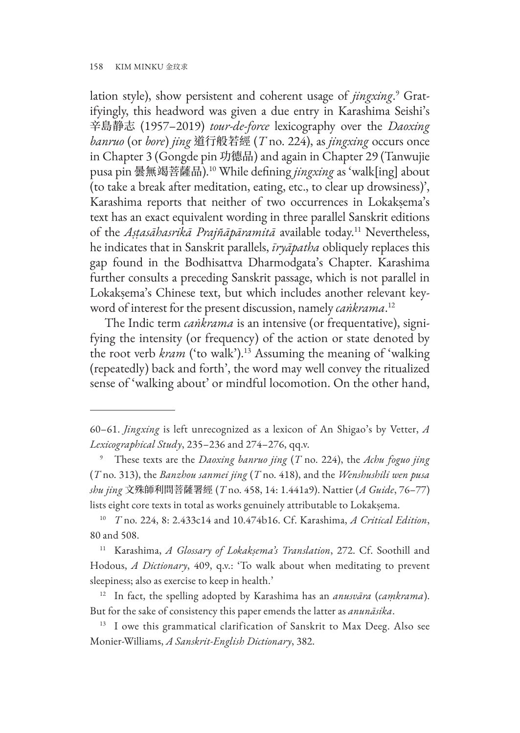lation style), show persistent and coherent usage of *jingxing*.[9] Gratifyingly, this headword was given a due entry in Karashima Seishi's 辛島静志 (1957–2019) *tour-de-force* lexicography over the *Daoxing banruo* (or *bore*) *jing* 道行般若經 (*T* no. 224), as *jingxing* occurs once in Chapter 3 (Gongde pin 功德品) and again in Chapter 29 (Tanwujie pusa pin 曇無竭菩薩品).[10] While defining *jingxing* as 'walk[ing] about (to take a break after meditation, eating, etc., to clear up drowsiness)', Karashima reports that neither of two occurrences in Lokakṣema's text has an exact equivalent wording in three parallel Sanskrit editions of the *Aṣṭasāhasrikā Prajñāpāramitā* available today.[11] Nevertheless, he indicates that in Sanskrit parallels, *īryāpatha* obliquely replaces this gap found in the Bodhisattva Dharmodgata's Chapter. Karashima further consults a preceding Sanskrit passage, which is not parallel in Lokakṣema's Chinese text, but which includes another relevant keyword of interest for the present discussion, namely *caṅkrama*.[12]

The Indic term *caṅkrama* is an intensive (or frequentative), signifying the intensity (or frequency) of the action or state denoted by the root verb *kram* ('to walk').[13] Assuming the meaning of 'walking (repeatedly) back and forth', the word may well convey the ritualized sense of 'walking about' or mindful locomotion. On the other hand,

---

60–61. *Jingxing* is left unrecognized as a lexicon of An Shigao's by Vetter, *A Lexicographical Study*, 235–236 and 274–276, qq.v.

[9] These texts are the *Daoxing banruo jing* (*T* no. 224), the *Achu foguo jing* (*T* no. 313), the *Banzhou sanmei jing* (*T* no. 418), and the *Wenshushili wen pusa shu jing* 文殊師利問菩薩署經 (*T* no. 458, 14: 1.441a9). Nattier (*A Guide*, 76–77) lists eight core texts in total as works genuinely attributable to Lokakṣema.

[10] *T* no. 224, 8: 2.433c14 and 10.474b16. Cf. Karashima, *A Critical Edition*, 80 and 508.

[11] Karashima, *A Glossary of Lokakṣema's Translation*, 272. Cf. Soothill and Hodous, *A Dictionary*, 409, q.v.: 'To walk about when meditating to prevent sleepiness; also as exercise to keep in health.'

[12] In fact, the spelling adopted by Karashima has an *anusvāra* (*caṃkrama*). But for the sake of consistency this paper emends the latter as *anunāsika*.

[13] I owe this grammatical clarification of Sanskrit to Max Deeg. Also see Monier-Williams, *A Sanskrit-English Dictionary*, 382.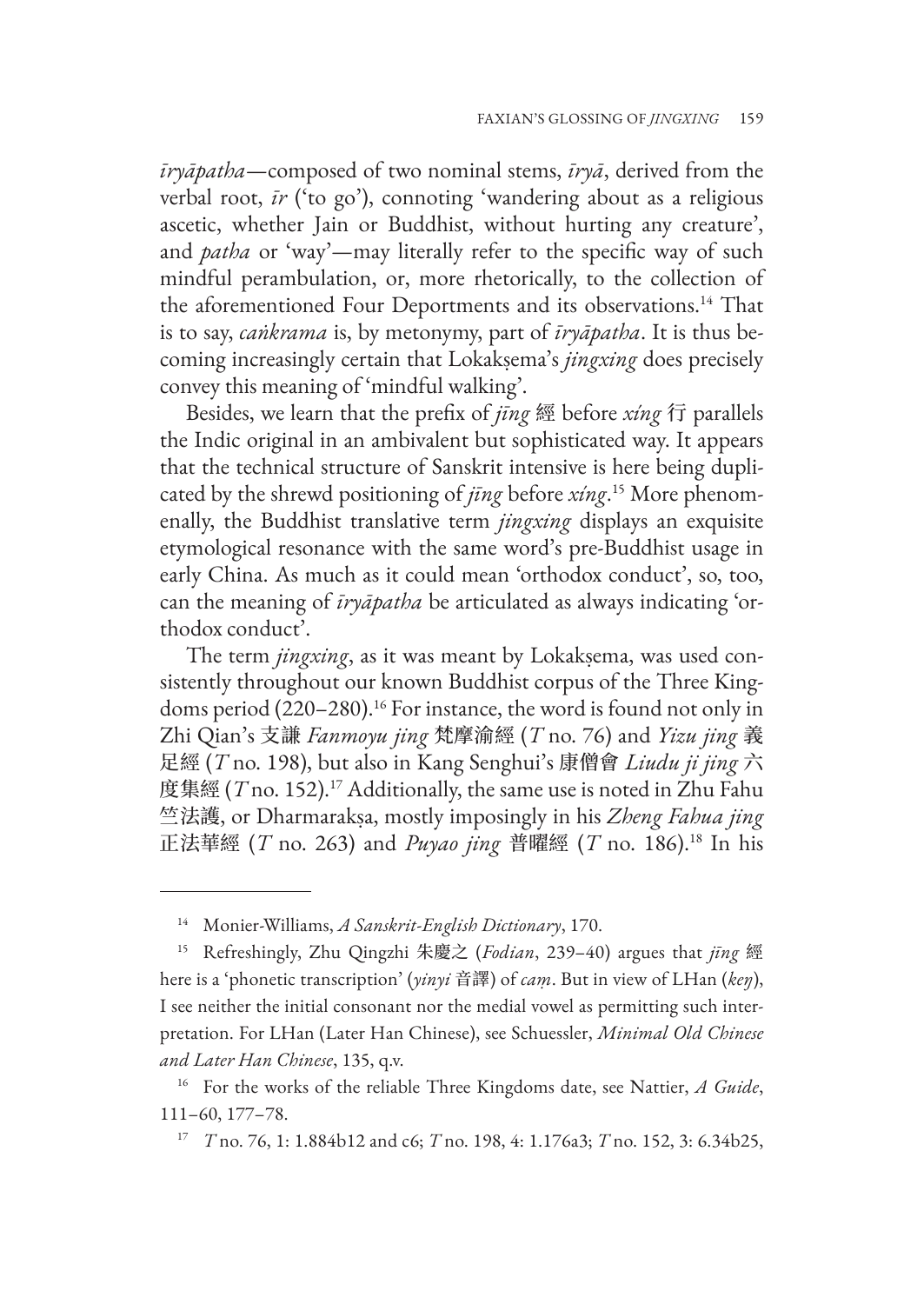*īryāpatha*—composed of two nominal stems, *īryā*, derived from the verbal root, *īr* ('to go'), connoting 'wandering about as a religious ascetic, whether Jain or Buddhist, without hurting any creature', and *patha* or 'way'—may literally refer to the specific way of such mindful perambulation, or, more rhetorically, to the collection of the aforementioned Four Deportments and its observations.[14] That is to say, *caṅkrama* is, by metonymy, part of *īryāpatha*. It is thus becoming increasingly certain that Lokakṣema's *jingxing* does precisely convey this meaning of 'mindful walking'.

Besides, we learn that the prefix of *jīng* 經 before *xíng* 行 parallels the Indic original in an ambivalent but sophisticated way. It appears that the technical structure of Sanskrit intensive is here being duplicated by the shrewd positioning of *jīng* before *xíng*.[15] More phenomenally, the Buddhist translative term *jingxing* displays an exquisite etymological resonance with the same word's pre-Buddhist usage in early China. As much as it could mean 'orthodox conduct', so, too, can the meaning of *īryāpatha* be articulated as always indicating 'orthodox conduct'.

The term *jingxing*, as it was meant by Lokakṣema, was used consistently throughout our known Buddhist corpus of the Three Kingdoms period (220–280).[16] For instance, the word is found not only in Zhi Qian's 支謙 *Fanmoyu jing* 梵摩渝經 (*T* no. 76) and *Yizu jing* 義足經 (*T* no. 198), but also in Kang Senghui's 康僧會 *Liudu ji jing* 六度集經 (*T* no. 152).[17] Additionally, the same use is noted in Zhu Fahu 竺法護, or Dharmarakṣa, mostly imposingly in his *Zheng Fahua jing* 正法華經 (*T* no. 263) and *Puyao jing* 普曜經 (*T* no. 186).[18] In his

---

[14] Monier-Williams, *A Sanskrit-English Dictionary*, 170.

[15] Refreshingly, Zhu Qingzhi 朱慶之 (*Fodian*, 239–40) argues that *jīng* 經 here is a 'phonetic transcription' (*yinyi* 音譯) of *caṃ*. But in view of LHan (*keŋ*), I see neither the initial consonant nor the medial vowel as permitting such interpretation. For LHan (Later Han Chinese), see Schuessler, *Minimal Old Chinese and Later Han Chinese*, 135, q.v.

[16] For the works of the reliable Three Kingdoms date, see Nattier, *A Guide*, 111–60, 177–78.

[17] *T* no. 76, 1: 1.884b12 and c6; *T* no. 198, 4: 1.176a3; *T* no. 152, 3: 6.34b25,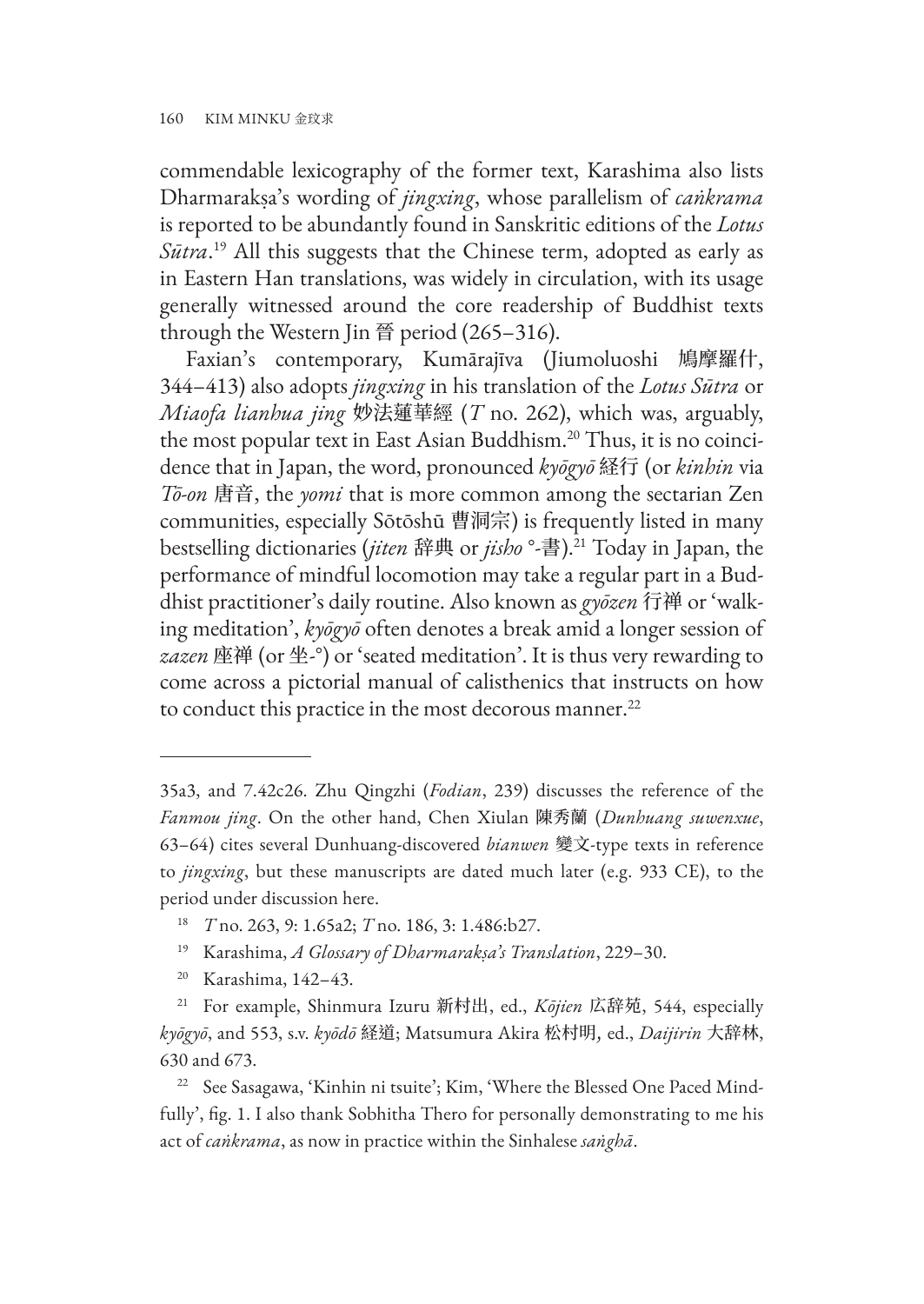commendable lexicography of the former text, Karashima also lists Dharmarakṣa's wording of *jingxing*, whose parallelism of *caṅkrama* is reported to be abundantly found in Sanskritic editions of the *Lotus Sūtra*.[19] All this suggests that the Chinese term, adopted as early as in Eastern Han translations, was widely in circulation, with its usage generally witnessed around the core readership of Buddhist texts through the Western Jin 晉 period (265–316).

Faxian's contemporary, Kumārajīva (Jiumoluoshi 鳩摩羅什, 344–413) also adopts *jingxing* in his translation of the *Lotus Sūtra* or *Miaofa lianhua jing* 妙法蓮華經 (*T* no. 262), which was, arguably, the most popular text in East Asian Buddhism.[20] Thus, it is no coincidence that in Japan, the word, pronounced *kyōgyō* 経行 (or *kinhin* via *Tō-on* 唐音, the *yomi* that is more common among the sectarian Zen communities, especially Sōtōshū 曹洞宗) is frequently listed in many bestselling dictionaries (*jiten* 辞典 or *jisho* °-書).[21] Today in Japan, the performance of mindful locomotion may take a regular part in a Buddhist practitioner's daily routine. Also known as *gyōzen* 行禅 or 'walking meditation', *kyōgyō* often denotes a break amid a longer session of *zazen* 座禅 (or 坐-°) or 'seated meditation'. It is thus very rewarding to come across a pictorial manual of calisthenics that instructs on how to conduct this practice in the most decorous manner.[22]

---

35a3, and 7.42c26. Zhu Qingzhi (*Fodian*, 239) discusses the reference of the *Fanmou jing*. On the other hand, Chen Xiulan 陳秀蘭 (*Dunhuang suwenxue*, 63–64) cites several Dunhuang-discovered *bianwen* 變文-type texts in reference to *jingxing*, but these manuscripts are dated much later (e.g. 933 CE), to the period under discussion here.

[18] *T* no. 263, 9: 1.65a2; *T* no. 186, 3: 1.486:b27.

[19] Karashima, *A Glossary of Dharmarakṣa's Translation*, 229–30.

[20] Karashima, 142–43.

[21] For example, Shinmura Izuru 新村出, ed., *Kōjien* 広辞苑, 544, especially *kyōgyō*, and 553, s.v. *kyōdō* 経道; Matsumura Akira 松村明, ed., *Daijirin* 大辞林, 630 and 673.

[22] See Sasagawa, 'Kinhin ni tsuite'; Kim, 'Where the Blessed One Paced Mindfully', fig. 1. I also thank Sobhitha Thero for personally demonstrating to me his act of *caṅkrama*, as now in practice within the Sinhalese *saṅghā*.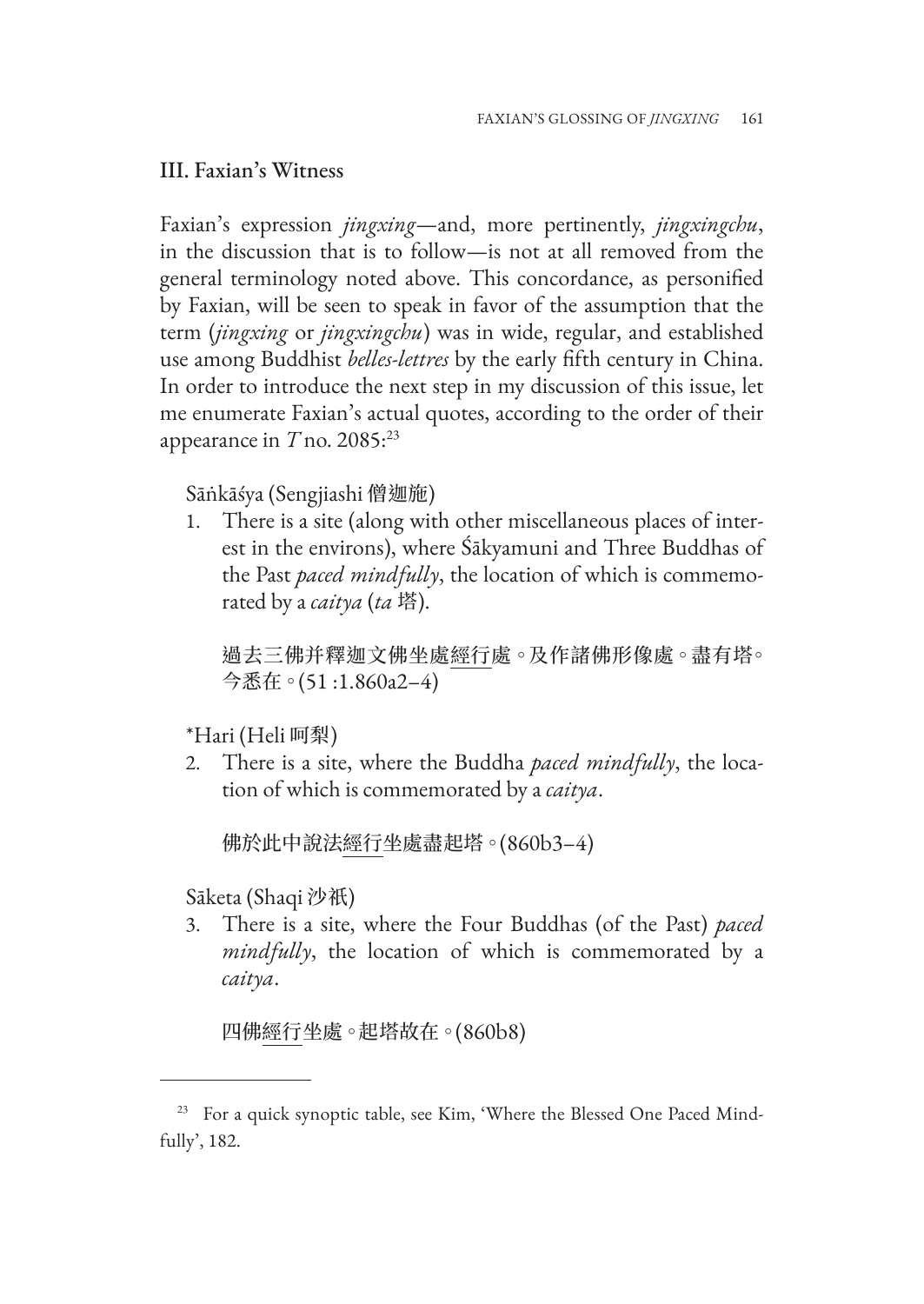## III. Faxian's Witness

Faxian's expression *jingxing*—and, more pertinently, *jingxingchu*, in the discussion that is to follow—is not at all removed from the general terminology noted above. This concordance, as personified by Faxian, will be seen to speak in favor of the assumption that the term (*jingxing* or *jingxingchu*) was in wide, regular, and established use among Buddhist *belles-lettres* by the early fifth century in China. In order to introduce the next step in my discussion of this issue, let me enumerate Faxian's actual quotes, according to the order of their appearance in *T* no. 2085:[23]

Sāṅkāśya (Sengjiashi 僧迦施)

1. There is a site (along with other miscellaneous places of interest in the environs), where Śākyamuni and Three Buddhas of the Past *paced mindfully*, the location of which is commemorated by a *caitya* (*ta* 塔).

   過去三佛并釋迦文佛坐處經行處。及作諸佛形像處。盡有塔。今悉在。(51 :1.860a2–4)

*Hari (Heli 呵梨)

2. There is a site, where the Buddha *paced mindfully*, the location of which is commemorated by a *caitya*.

   佛於此中說法經行坐處盡起塔。(860b3–4)

Sāketa (Shaqi 沙祇)

3. There is a site, where the Four Buddhas (of the Past) *paced mindfully*, the location of which is commemorated by a *caitya*.

   四佛經行坐處。起塔故在。(860b8)

---

[23] For a quick synoptic table, see Kim, 'Where the Blessed One Paced Mindfully', 182.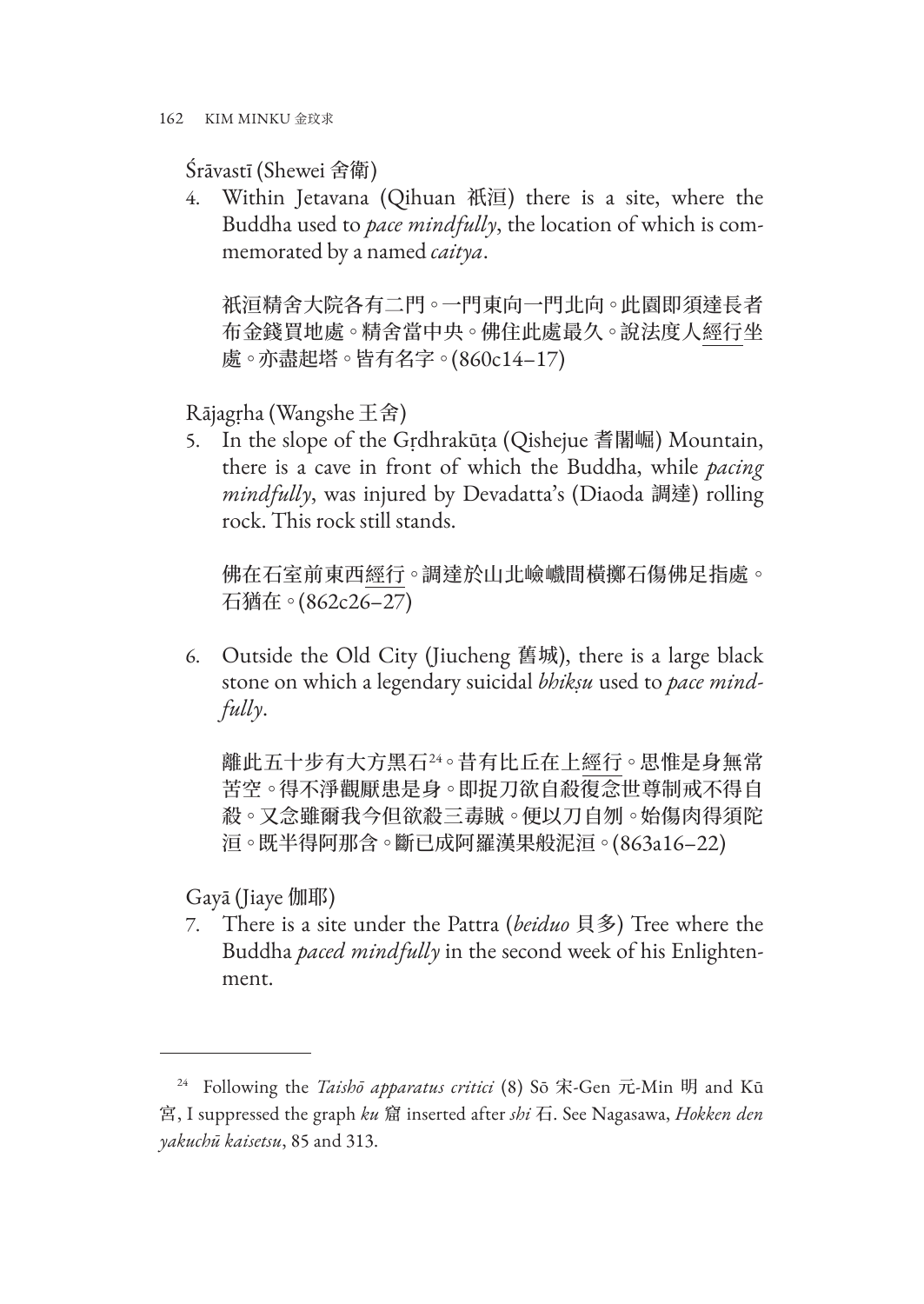Śrāvastī (Shewei 舍衛)

4. Within Jetavana (Qihuan 祇洹) there is a site, where the Buddha used to *pace mindfully*, the location of which is commemorated by a named *caitya*.

   祇洹精舍大院各有二門。一門東向一門北向。此園即須達長者布金錢買地處。精舍當中央。佛住此處最久。說法度人經行坐處。亦盡起塔。皆有名字。(860c14–17)

Rājagṛha (Wangshe 王舍)

5. In the slope of the Gṛdhrakūṭa (Qishejue 耆闍崛) Mountain, there is a cave in front of which the Buddha, while *pacing mindfully*, was injured by Devadatta's (Diaoda 調達) rolling rock. This rock still stands.

   佛在石室前東西經行。調達於山北嶮巇間橫擲石傷佛足指處。石猶在。(862c26–27)

6. Outside the Old City (Jiucheng 舊城), there is a large black stone on which a legendary suicidal *bhikṣu* used to *pace mindfully*.

   離此五十步有大方黑石[24]。昔有比丘在上經行。思惟是身無常苦空。得不淨觀厭患是身。即捉刀欲自殺復念世尊制戒不得自殺。又念雖爾我今但欲殺三毒賊。便以刀自刎。始傷肉得須陀洹。既半得阿那含。斷已成阿羅漢果般泥洹。(863a16–22)

Gayā (Jiaye 伽耶)

7. There is a site under the Pattra (*beiduo* 貝多) Tree where the Buddha *paced mindfully* in the second week of his Enlightenment.

---

[24] Following the *Taishō apparatus critici* (8) Sō 宋-Gen 元-Min 明 and Kū 宮, I suppressed the graph *ku* 窟 inserted after *shi* 石. See Nagasawa, *Hokken den yakuchū kaisetsu*, 85 and 313.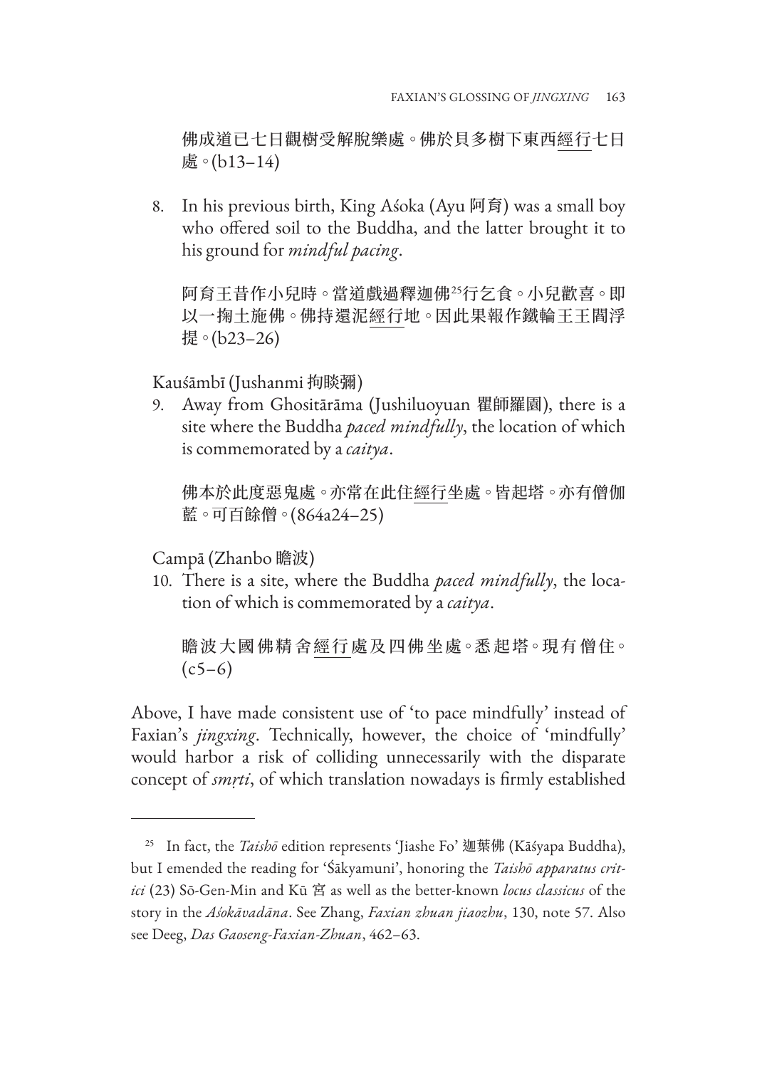佛成道已七日觀樹受解脫樂處。佛於貝多樹下東西經行七日處。(b13–14)

8. In his previous birth, King Aśoka (Ayu 阿育) was a small boy who offered soil to the Buddha, and the latter brought it to his ground for *mindful pacing*.

   阿育王昔作小兒時。當道戲過釋迦佛[25]行乞食。小兒歡喜。即以一掬土施佛。佛持還泥經行地。因此果報作鐵輪王王閻浮提。(b23–26)

Kauśāmbī (Jushanmi 拘睒彌)

9. Away from Ghositārāma (Jushiluoyuan 瞿師羅園), there is a site where the Buddha *paced mindfully*, the location of which is commemorated by a *caitya*.

   佛本於此度惡鬼處。亦常在此住經行坐處。皆起塔。亦有僧伽藍。可百餘僧。(864a24–25)

Campā (Zhanbo 瞻波)

10. There is a site, where the Buddha *paced mindfully*, the location of which is commemorated by a *caitya*.

    瞻波大國佛精舍經行處及四佛坐處。悉起塔。現有僧住。(c5–6)

Above, I have made consistent use of 'to pace mindfully' instead of Faxian's *jingxing*. Technically, however, the choice of 'mindfully' would harbor a risk of colliding unnecessarily with the disparate concept of *smṛti*, of which translation nowadays is firmly established

---

[25] In fact, the *Taishō* edition represents 'Jiashe Fo' 迦葉佛 (Kāśyapa Buddha), but I emended the reading for 'Śākyamuni', honoring the *Taishō apparatus critici* (23) Sō-Gen-Min and Kū 宮 as well as the better-known *locus classicus* of the story in the *Aśokāvadāna*. See Zhang, *Faxian zhuan jiaozhu*, 130, note 57. Also see Deeg, *Das Gaoseng-Faxian-Zhuan*, 462–63.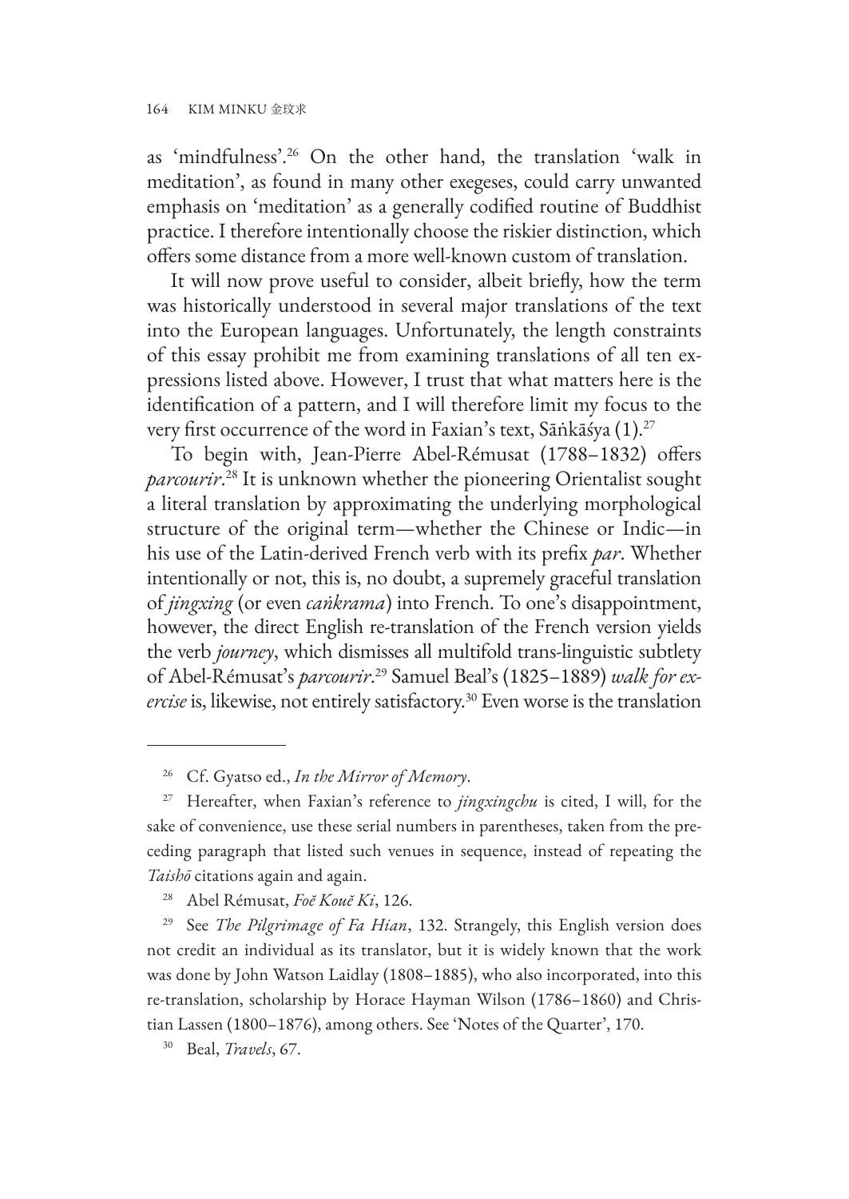as 'mindfulness'.[26] On the other hand, the translation 'walk in meditation', as found in many other exegeses, could carry unwanted emphasis on 'meditation' as a generally codified routine of Buddhist practice. I therefore intentionally choose the riskier distinction, which offers some distance from a more well-known custom of translation.

It will now prove useful to consider, albeit briefly, how the term was historically understood in several major translations of the text into the European languages. Unfortunately, the length constraints of this essay prohibit me from examining translations of all ten expressions listed above. However, I trust that what matters here is the identification of a pattern, and I will therefore limit my focus to the very first occurrence of the word in Faxian's text, Sāṅkāśya (1).[27]

To begin with, Jean-Pierre Abel-Rémusat (1788–1832) offers *parcourir*.[28] It is unknown whether the pioneering Orientalist sought a literal translation by approximating the underlying morphological structure of the original term—whether the Chinese or Indic—in his use of the Latin-derived French verb with its prefix *par*. Whether intentionally or not, this is, no doubt, a supremely graceful translation of *jingxing* (or even *caṅkrama*) into French. To one's disappointment, however, the direct English re-translation of the French version yields the verb *journey*, which dismisses all multifold trans-linguistic subtlety of Abel-Rémusat's *parcourir*.[29] Samuel Beal's (1825–1889) *walk for exercise* is, likewise, not entirely satisfactory.[30] Even worse is the translation

---

[26] Cf. Gyatso ed., *In the Mirror of Memory*.

[27] Hereafter, when Faxian's reference to *jingxingchu* is cited, I will, for the sake of convenience, use these serial numbers in parentheses, taken from the preceding paragraph that listed such venues in sequence, instead of repeating the *Taishō* citations again and again.

[28] Abel Rémusat, *Foě Kouě Ki*, 126.

[29] See *The Pilgrimage of Fa Hian*, 132. Strangely, this English version does not credit an individual as its translator, but it is widely known that the work was done by John Watson Laidlay (1808–1885), who also incorporated, into this re-translation, scholarship by Horace Hayman Wilson (1786–1860) and Christian Lassen (1800–1876), among others. See 'Notes of the Quarter', 170.

[30] Beal, *Travels*, 67.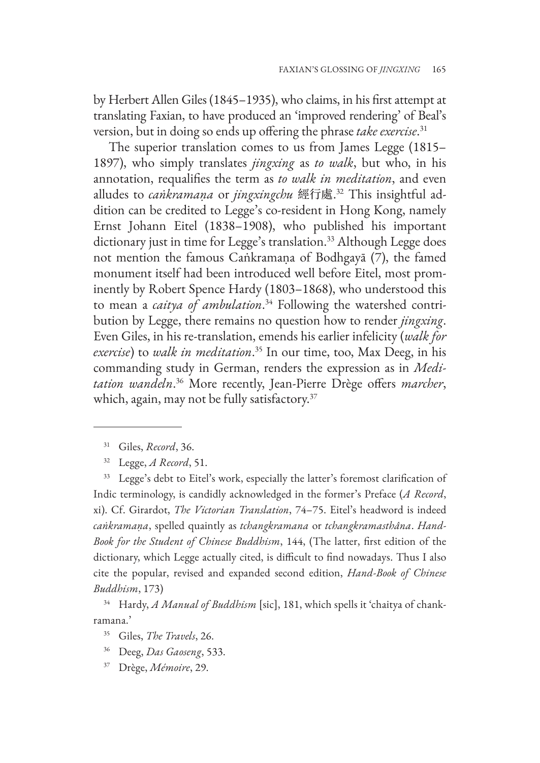by Herbert Allen Giles (1845–1935), who claims, in his first attempt at translating Faxian, to have produced an 'improved rendering' of Beal's version, but in doing so ends up offering the phrase *take exercise*.[31]

The superior translation comes to us from James Legge (1815–1897), who simply translates *jingxing* as *to walk*, but who, in his annotation, requalifies the term as *to walk in meditation*, and even alludes to *caṅkramaṇa* or *jingxingchu* 經行處.[32] This insightful addition can be credited to Legge's co-resident in Hong Kong, namely Ernst Johann Eitel (1838–1908), who published his important dictionary just in time for Legge's translation.[33] Although Legge does not mention the famous Caṅkramaṇa of Bodhgayā (7), the famed monument itself had been introduced well before Eitel, most prominently by Robert Spence Hardy (1803–1868), who understood this to mean a *caitya of ambulation*.[34] Following the watershed contribution by Legge, there remains no question how to render *jingxing*. Even Giles, in his re-translation, emends his earlier infelicity (*walk for exercise*) to *walk in meditation*.[35] In our time, too, Max Deeg, in his commanding study in German, renders the expression as in *Meditation wandeln*.[36] More recently, Jean-Pierre Drège offers *marcher*, which, again, may not be fully satisfactory.[37]

---

[31] Giles, *Record*, 36.

[32] Legge, *A Record*, 51.

[33] Legge's debt to Eitel's work, especially the latter's foremost clarification of Indic terminology, is candidly acknowledged in the former's Preface (*A Record*, xi). Cf. Girardot, *The Victorian Translation*, 74–75. Eitel's headword is indeed *caṅkramaṇa*, spelled quaintly as *tchangkramana* or *tchangkramasthâna*. *Hand-Book for the Student of Chinese Buddhism*, 144, (The latter, first edition of the dictionary, which Legge actually cited, is difficult to find nowadays. Thus I also cite the popular, revised and expanded second edition, *Hand-Book of Chinese Buddhism*, 173)

[34] Hardy, *A Manual of Buddhism* [sic], 181, which spells it 'chaitya of chankramana.'

[35] Giles, *The Travels*, 26.

[36] Deeg, *Das Gaoseng*, 533.

[37] Drège, *Mémoire*, 29.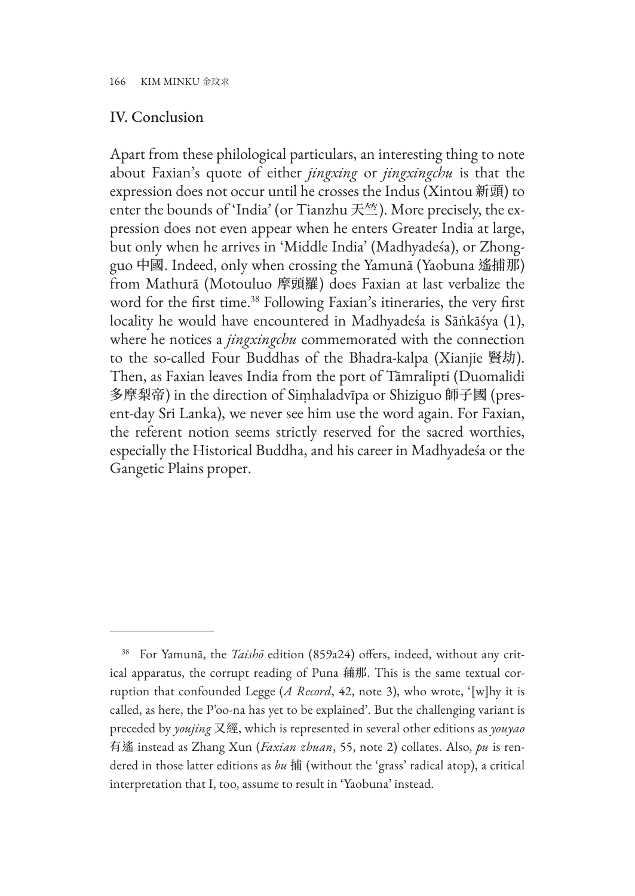## IV. Conclusion

Apart from these philological particulars, an interesting thing to note about Faxian's quote of either *jingxing* or *jingxingchu* is that the expression does not occur until he crosses the Indus (Xintou 新頭) to enter the bounds of 'India' (or Tianzhu 天竺). More precisely, the expression does not even appear when he enters Greater India at large, but only when he arrives in 'Middle India' (Madhyadeśa), or Zhongguo 中國. Indeed, only when crossing the Yamunā (Yaobuna 遙捕那) from Mathurā (Motouluo 摩頭羅) does Faxian at last verbalize the word for the first time.[38] Following Faxian's itineraries, the very first locality he would have encountered in Madhyadeśa is Sāṅkāśya (1), where he notices a *jingxingchu* commemorated with the connection to the so-called Four Buddhas of the Bhadra-kalpa (Xianjie 賢劫). Then, as Faxian leaves India from the port of Tāmralipti (Duomalidi 多摩梨帝) in the direction of Siṃhaladvīpa or Shiziguo 師子國 (present-day Sri Lanka), we never see him use the word again. For Faxian, the referent notion seems strictly reserved for the sacred worthies, especially the Historical Buddha, and his career in Madhyadeśa or the Gangetic Plains proper.

---

[38] For Yamunā, the *Taishō* edition (859a24) offers, indeed, without any critical apparatus, the corrupt reading of Puna 蒱那. This is the same textual corruption that confounded Legge (*A Record*, 42, note 3), who wrote, '[w]hy it is called, as here, the P'oo-na has yet to be explained'. But the challenging variant is preceded by *youjing* 又經, which is represented in several other editions as *youyao* 有遙 instead as Zhang Xun (*Faxian zhuan*, 55, note 2) collates. Also, *pu* is rendered in those latter editions as *bu* 捕 (without the 'grass' radical atop), a critical interpretation that I, too, assume to result in 'Yaobuna' instead.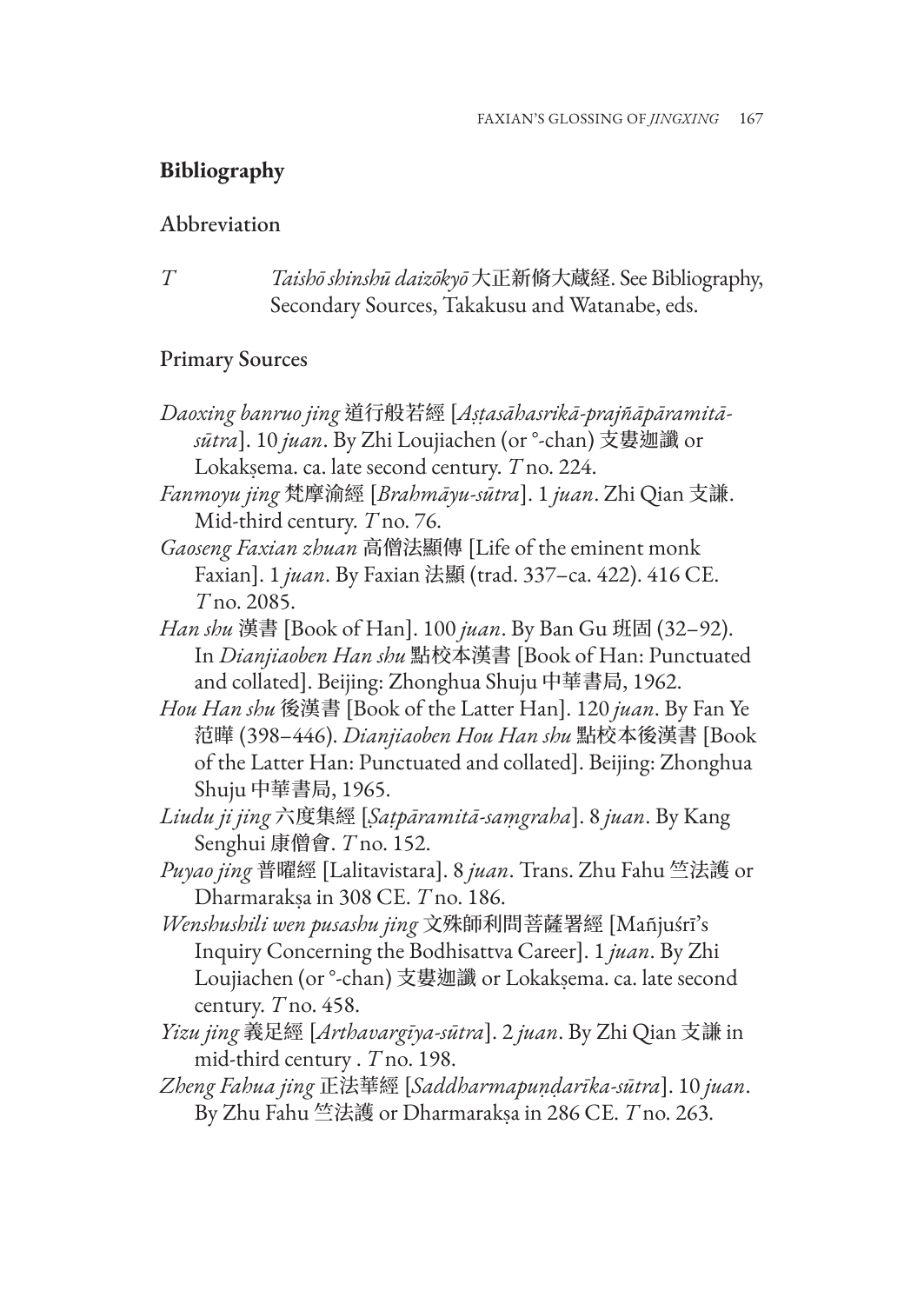## Bibliography

### Abbreviation

*T* *Taishō shinshū daizōkyō* 大正新脩大蔵経. See Bibliography, Secondary Sources, Takakusu and Watanabe, eds.

### Primary Sources

*Daoxing banruo jing* 道行般若經 [*Aṣṭasāhasrikā-prajñāpāramitā-sūtra*]. 10 *juan*. By Zhi Loujiachen (or °-chan) 支婁迦讖 or Lokakṣema. ca. late second century. *T* no. 224.

*Fanmoyu jing* 梵摩渝經 [*Brahmāyu-sūtra*]. 1 *juan*. Zhi Qian 支謙. Mid-third century. *T* no. 76.

*Gaoseng Faxian zhuan* 高僧法顯傳 [Life of the eminent monk Faxian]. 1 *juan*. By Faxian 法顯 (trad. 337–ca. 422). 416 CE. *T* no. 2085.

*Han shu* 漢書 [Book of Han]. 100 *juan*. By Ban Gu 班固 (32–92). In *Dianjiaoben Han shu* 點校本漢書 [Book of Han: Punctuated and collated]. Beijing: Zhonghua Shuju 中華書局, 1962.

*Hou Han shu* 後漢書 [Book of the Latter Han]. 120 *juan*. By Fan Ye 范曄 (398–446). *Dianjiaoben Hou Han shu* 點校本後漢書 [Book of the Latter Han: Punctuated and collated]. Beijing: Zhonghua Shuju 中華書局, 1965.

*Liudu ji jing* 六度集經 [*Ṣaṭpāramitā-saṃgraha*]. 8 *juan*. By Kang Senghui 康僧會. *T* no. 152.

*Puyao jing* 普曜經 [Lalitavistara]. 8 *juan*. Trans. Zhu Fahu 竺法護 or Dharmarakṣa in 308 CE. *T* no. 186.

*Wenshushili wen pusashu jing* 文殊師利問菩薩署經 [Mañjuśrī's Inquiry Concerning the Bodhisattva Career]. 1 *juan*. By Zhi Loujiachen (or °-chan) 支婁迦讖 or Lokakṣema. ca. late second century. *T* no. 458.

*Yizu jing* 義足經 [*Arthavargīya-sūtra*]. 2 *juan*. By Zhi Qian 支謙 in mid-third century . *T* no. 198.

*Zheng Fahua jing* 正法華經 [*Saddharmapuṇḍarīka-sūtra*]. 10 *juan*. By Zhu Fahu 竺法護 or Dharmarakṣa in 286 CE. *T* no. 263.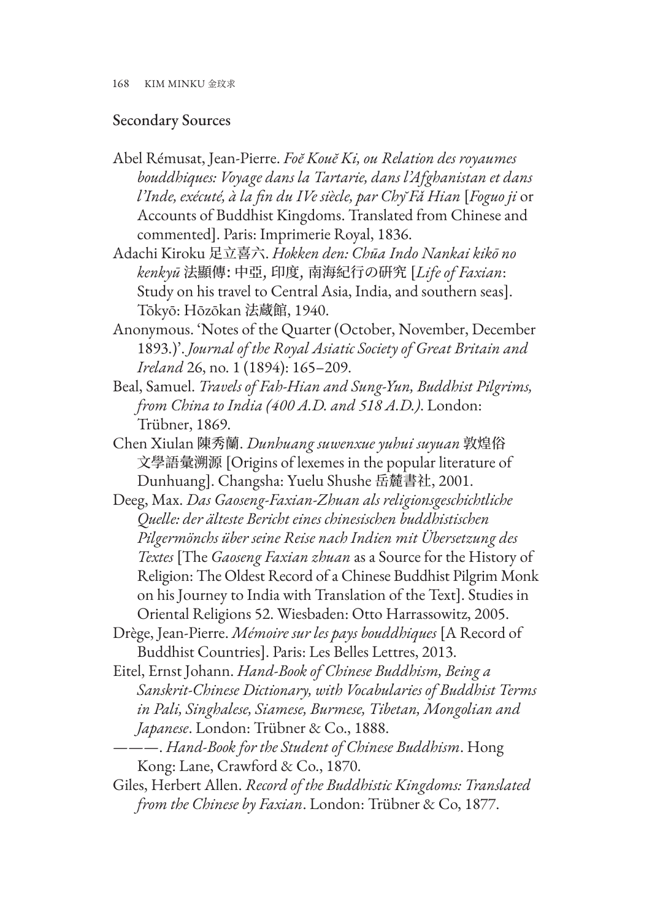## Secondary Sources

Abel Rémusat, Jean-Pierre. *Foĕ Kouĕ Ki, ou Relation des royaumes bouddhiques: Voyage dans la Tartarie, dans l'Afghanistan et dans l'Inde, exécuté, à la fin du IVe siècle, par Chў Fă Hian* [*Foguo ji* or Accounts of Buddhist Kingdoms. Translated from Chinese and commented]. Paris: Imprimerie Royal, 1836.

Adachi Kiroku 足立喜六. *Hokken den: Chūa Indo Nankai kikō no kenkyū* 法顯傳: 中亞, 印度, 南海紀行の研究 [*Life of Faxian*: Study on his travel to Central Asia, India, and southern seas]. Tōkyō: Hōzōkan 法蔵館, 1940.

Anonymous. 'Notes of the Quarter (October, November, December 1893.)'. *Journal of the Royal Asiatic Society of Great Britain and Ireland* 26, no. 1 (1894): 165–209.

Beal, Samuel. *Travels of Fah-Hian and Sung-Yun, Buddhist Pilgrims, from China to India (400 A.D. and 518 A.D.)*. London: Trübner, 1869.

Chen Xiulan 陳秀蘭. *Dunhuang suwenxue yuhui suyuan* 敦煌俗文學語彙溯源 [Origins of lexemes in the popular literature of Dunhuang]. Changsha: Yuelu Shushe 岳麓書社, 2001.

Deeg, Max. *Das Gaoseng-Faxian-Zhuan als religionsgeschichtliche Quelle: der älteste Bericht eines chinesischen buddhistischen Pilgermönchs über seine Reise nach Indien mit Übersetzung des Textes* [The *Gaoseng Faxian zhuan* as a Source for the History of Religion: The Oldest Record of a Chinese Buddhist Pilgrim Monk on his Journey to India with Translation of the Text]. Studies in Oriental Religions 52. Wiesbaden: Otto Harrassowitz, 2005.

Drège, Jean-Pierre. *Mémoire sur les pays bouddhiques* [A Record of Buddhist Countries]. Paris: Les Belles Lettres, 2013.

Eitel, Ernst Johann. *Hand-Book of Chinese Buddhism, Being a Sanskrit-Chinese Dictionary, with Vocabularies of Buddhist Terms in Pali, Singhalese, Siamese, Burmese, Tibetan, Mongolian and Japanese*. London: Trübner & Co., 1888.

———. *Hand-Book for the Student of Chinese Buddhism*. Hong Kong: Lane, Crawford & Co., 1870.

Giles, Herbert Allen. *Record of the Buddhistic Kingdoms: Translated from the Chinese by Faxian*. London: Trübner & Co, 1877.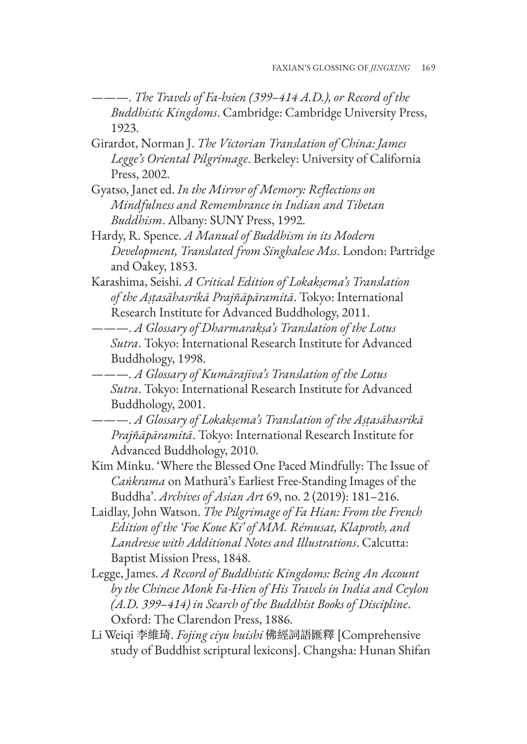———. *The Travels of Fa-hsien (399–414 A.D.), or Record of the Buddhistic Kingdoms*. Cambridge: Cambridge University Press, 1923.

Girardot, Norman J. *The Victorian Translation of China: James Legge's Oriental Pilgrimage*. Berkeley: University of California Press, 2002.

Gyatso, Janet ed. *In the Mirror of Memory: Reflections on Mindfulness and Remembrance in Indian and Tibetan Buddhism*. Albany: SUNY Press, 1992.

Hardy, R. Spence. *A Manual of Buddhism in its Modern Development, Translated from Singhalese Mss*. London: Partridge and Oakey, 1853.

Karashima, Seishi. *A Critical Edition of Lokakṣema's Translation of the Aṣṭasāhasrikā Prajñāpāramitā*. Tokyo: International Research Institute for Advanced Buddhology, 2011.

———. *A Glossary of Dharmarakṣa's Translation of the Lotus Sutra*. Tokyo: International Research Institute for Advanced Buddhology, 1998.

———. *A Glossary of Kumārajīva's Translation of the Lotus Sutra*. Tokyo: International Research Institute for Advanced Buddhology, 2001.

———. *A Glossary of Lokakṣema's Translation of the Aṣṭasāhasrikā Prajñāpāramitā*. Tokyo: International Research Institute for Advanced Buddhology, 2010.

Kim Minku. 'Where the Blessed One Paced Mindfully: The Issue of *Caṅkrama* on Mathurā's Earliest Free-Standing Images of the Buddha'. *Archives of Asian Art* 69, no. 2 (2019): 181–216.

Laidlay, John Watson. *The Pilgrimage of Fa Hian: From the French Edition of the 'Foe Koue Ki' of MM. Rémusat, Klaproth, and Landresse with Additional Notes and Illustrations*. Calcutta: Baptist Mission Press, 1848.

Legge, James. *A Record of Buddhistic Kingdoms: Being An Account by the Chinese Monk Fa-Hien of His Travels in India and Ceylon (A.D. 399–414) in Search of the Buddhist Books of Discipline*. Oxford: The Clarendon Press, 1886.

Li Weiqi 李維琦. *Fojing ciyu huishi* 佛經詞語匯釋 [Comprehensive study of Buddhist scriptural lexicons]. Changsha: Hunan Shifan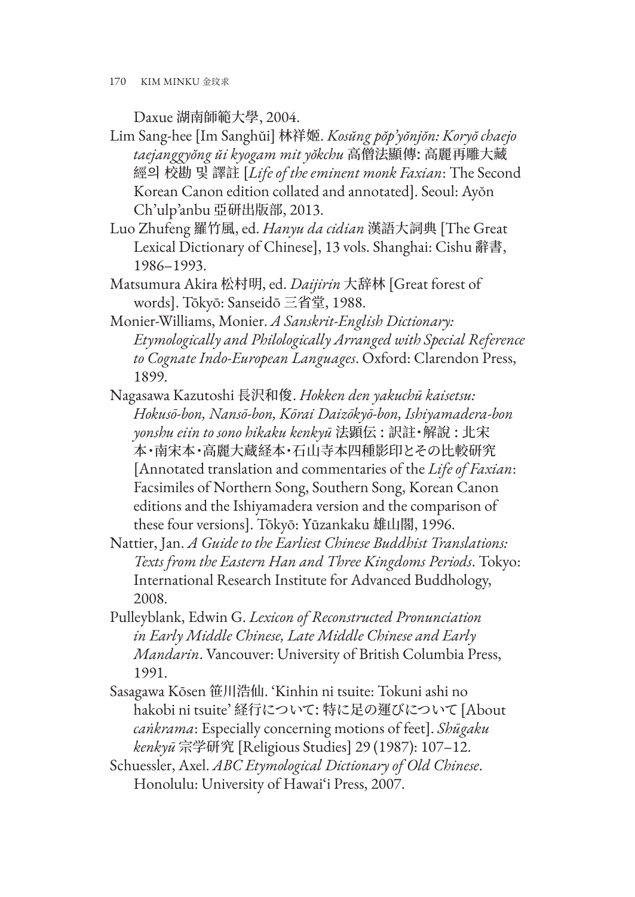Daxue 湖南師範大學, 2004.

Lim Sang-hee [Im Sanghŭi] 林祥姬. *Kosŭng pŏp'yŏnjŏn: Koryŏ chaejo taejanggyŏng ŭi kyogam mit yŏkchu* 高僧法顯傳: 高麗再雕大藏經의 校勘 및 譯註 [*Life of the eminent monk Faxian*: The Second Korean Canon edition collated and annotated]. Seoul: Ayŏn Ch'ulp'anbu 亞研出版部, 2013.

Luo Zhufeng 羅竹風, ed. *Hanyu da cidian* 漢語大詞典 [The Great Lexical Dictionary of Chinese], 13 vols. Shanghai: Cishu 辭書, 1986–1993.

Matsumura Akira 松村明, ed. *Daijirin* 大辞林 [Great forest of words]. Tōkyō: Sanseidō 三省堂, 1988.

Monier-Williams, Monier. *A Sanskrit-English Dictionary: Etymologically and Philologically Arranged with Special Reference to Cognate Indo-European Languages*. Oxford: Clarendon Press, 1899.

Nagasawa Kazutoshi 長沢和俊. *Hokken den yakuchū kaisetsu: Hokusō-bon, Nansō-bon, Kōrai Daizōkyō-bon, Ishiyamadera-bon yonshu eiin to sono hikaku kenkyū* 法顕伝：訳註・解説：北宋本・南宋本・高麗大蔵経本・石山寺本四種影印とその比較研究 [Annotated translation and commentaries of the *Life of Faxian*: Facsimiles of Northern Song, Southern Song, Korean Canon editions and the Ishiyamadera version and the comparison of these four versions]. Tōkyō: Yūzankaku 雄山閣, 1996.

Nattier, Jan. *A Guide to the Earliest Chinese Buddhist Translations: Texts from the Eastern Han and Three Kingdoms Periods*. Tokyo: International Research Institute for Advanced Buddhology, 2008.

Pulleyblank, Edwin G. *Lexicon of Reconstructed Pronunciation in Early Middle Chinese, Late Middle Chinese and Early Mandarin*. Vancouver: University of British Columbia Press, 1991.

Sasagawa Kōsen 笹川浩仙. 'Kinhin ni tsuite: Tokuni ashi no hakobi ni tsuite' 経行について: 特に足の運びについて [About *caṅkrama*: Especially concerning motions of feet]. *Shūgaku kenkyū* 宗学研究 [Religious Studies] 29 (1987): 107–12.

Schuessler, Axel. *ABC Etymological Dictionary of Old Chinese*. Honolulu: University of Hawai'i Press, 2007.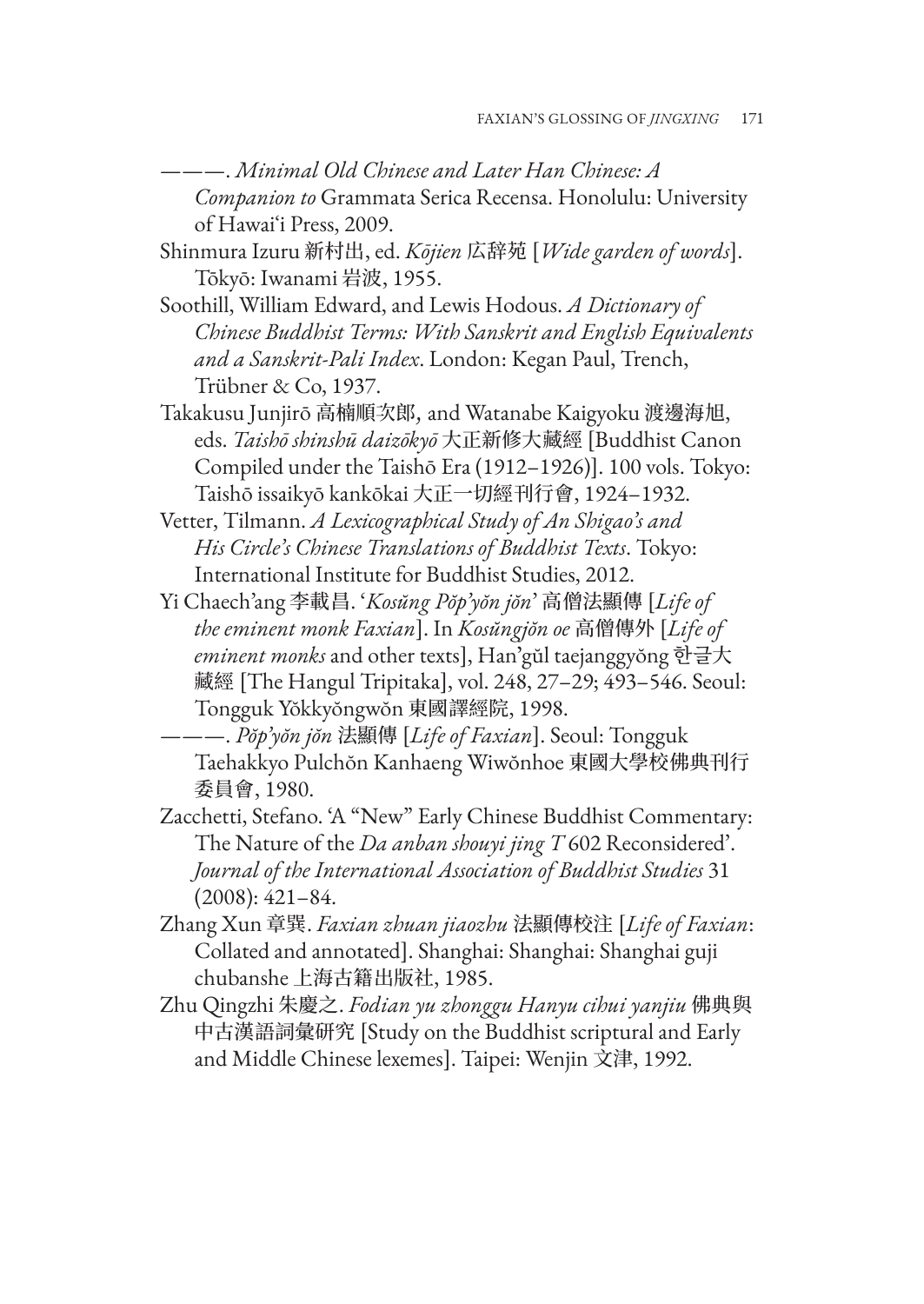———. *Minimal Old Chinese and Later Han Chinese: A Companion to* Grammata Serica Recensa. Honolulu: University of Hawai'i Press, 2009.

Shinmura Izuru 新村出, ed. *Kōjien* 広辞苑 [*Wide garden of words*]. Tōkyō: Iwanami 岩波, 1955.

Soothill, William Edward, and Lewis Hodous. *A Dictionary of Chinese Buddhist Terms: With Sanskrit and English Equivalents and a Sanskrit-Pali Index*. London: Kegan Paul, Trench, Trübner & Co, 1937.

Takakusu Junjirō 高楠順次郎, and Watanabe Kaigyoku 渡邊海旭, eds. *Taishō shinshū daizōkyō* 大正新修大藏經 [Buddhist Canon Compiled under the Taishō Era (1912–1926)]. 100 vols. Tokyo: Taishō issaikyō kankōkai 大正一切經刊行會, 1924–1932.

Vetter, Tilmann. *A Lexicographical Study of An Shigao's and His Circle's Chinese Translations of Buddhist Texts*. Tokyo: International Institute for Buddhist Studies, 2012.

Yi Chaech'ang 李載昌. '*Kosŭng Pŏp'yŏn jŏn*' 高僧法顯傳 [*Life of the eminent monk Faxian*]. In *Kosŭngjŏn oe* 高僧傳外 [*Life of eminent monks* and other texts], Han'gŭl taejanggyŏng 한글大藏經 [The Hangul Tripitaka], vol. 248, 27–29; 493–546. Seoul: Tongguk Yŏkkyŏngwŏn 東國譯經院, 1998.

———. *Pŏp'yŏn jŏn* 法顯傳 [*Life of Faxian*]. Seoul: Tongguk Taehakkyo Pulchŏn Kanhaeng Wiwŏnhoe 東國大學校佛典刊行委員會, 1980.

Zacchetti, Stefano. 'A "New" Early Chinese Buddhist Commentary: The Nature of the *Da anban shouyi jing T* 602 Reconsidered'. *Journal of the International Association of Buddhist Studies* 31 (2008): 421–84.

Zhang Xun 章巽. *Faxian zhuan jiaozhu* 法顯傳校注 [*Life of Faxian*: Collated and annotated]. Shanghai: Shanghai: Shanghai guji chubanshe 上海古籍出版社, 1985.

Zhu Qingzhi 朱慶之. *Fodian yu zhonggu Hanyu cihui yanjiu* 佛典與中古漢語詞彙研究 [Study on the Buddhist scriptural and Early and Middle Chinese lexemes]. Taipei: Wenjin 文津, 1992.